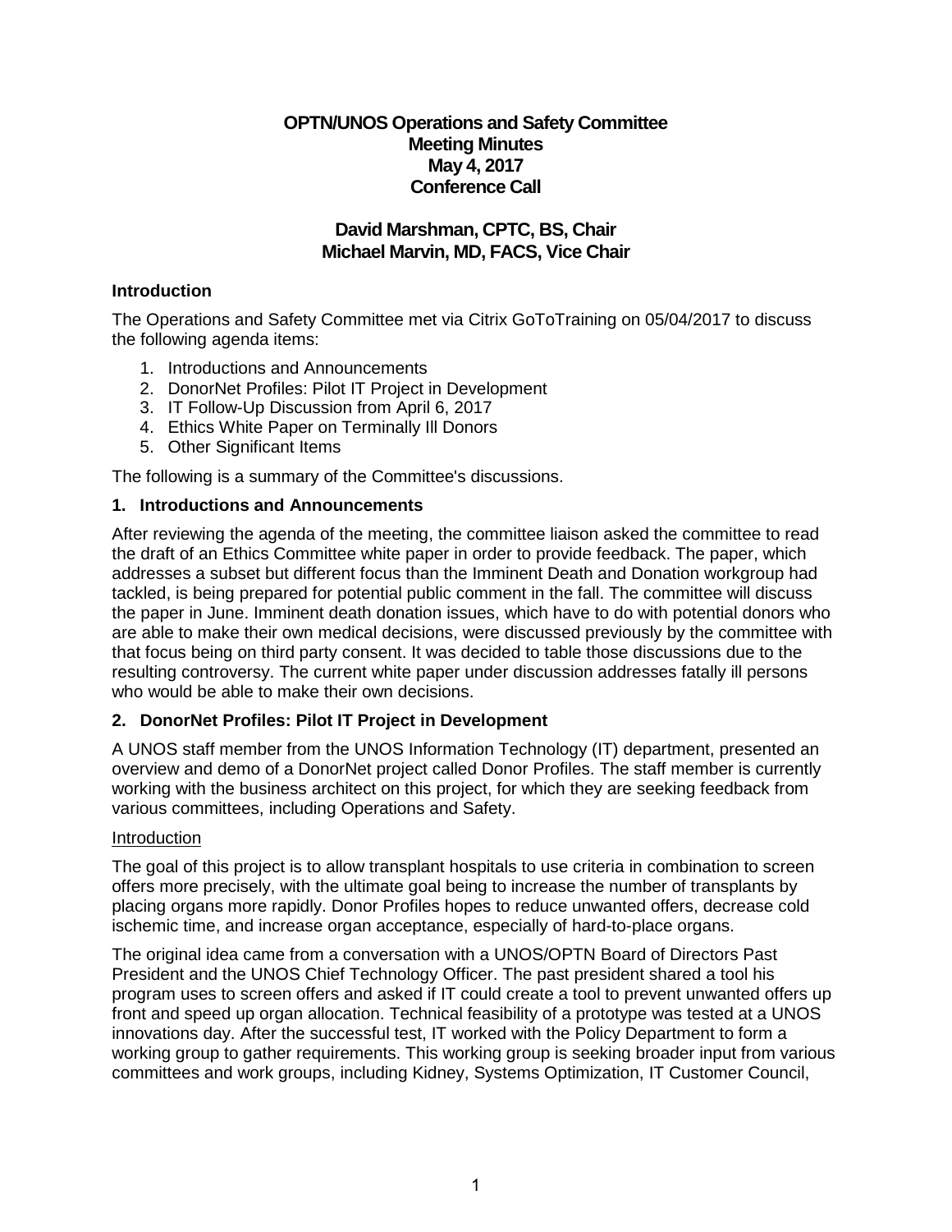# OPTN/UNOS Operations and Safety Committee
## Meeting Minutes
## May 4, 2017
## Conference Call

## David Marshman, CPTC, BS, Chair
## Michael Marvin, MD, FACS, Vice Chair

### Introduction

The Operations and Safety Committee met via Citrix GoToTraining on 05/04/2017 to discuss the following agenda items:

1. Introductions and Announcements
2. DonorNet Profiles: Pilot IT Project in Development
3. IT Follow-Up Discussion from April 6, 2017
4. Ethics White Paper on Terminally Ill Donors
5. Other Significant Items

The following is a summary of the Committee's discussions.

### 1. Introductions and Announcements

After reviewing the agenda of the meeting, the committee liaison asked the committee to read the draft of an Ethics Committee white paper in order to provide feedback. The paper, which addresses a subset but different focus than the Imminent Death and Donation workgroup had tackled, is being prepared for potential public comment in the fall. The committee will discuss the paper in June. Imminent death donation issues, which have to do with potential donors who are able to make their own medical decisions, were discussed previously by the committee with that focus being on third party consent. It was decided to table those discussions due to the resulting controversy. The current white paper under discussion addresses fatally ill persons who would be able to make their own decisions.

### 2. DonorNet Profiles: Pilot IT Project in Development

A UNOS staff member from the UNOS Information Technology (IT) department, presented an overview and demo of a DonorNet project called Donor Profiles. The staff member is currently working with the business architect on this project, for which they are seeking feedback from various committees, including Operations and Safety.

Introduction

The goal of this project is to allow transplant hospitals to use criteria in combination to screen offers more precisely, with the ultimate goal being to increase the number of transplants by placing organs more rapidly. Donor Profiles hopes to reduce unwanted offers, decrease cold ischemic time, and increase organ acceptance, especially of hard-to-place organs.

The original idea came from a conversation with a UNOS/OPTN Board of Directors Past President and the UNOS Chief Technology Officer. The past president shared a tool his program uses to screen offers and asked if IT could create a tool to prevent unwanted offers up front and speed up organ allocation. Technical feasibility of a prototype was tested at a UNOS innovations day. After the successful test, IT worked with the Policy Department to form a working group to gather requirements. This working group is seeking broader input from various committees and work groups, including Kidney, Systems Optimization, IT Customer Council,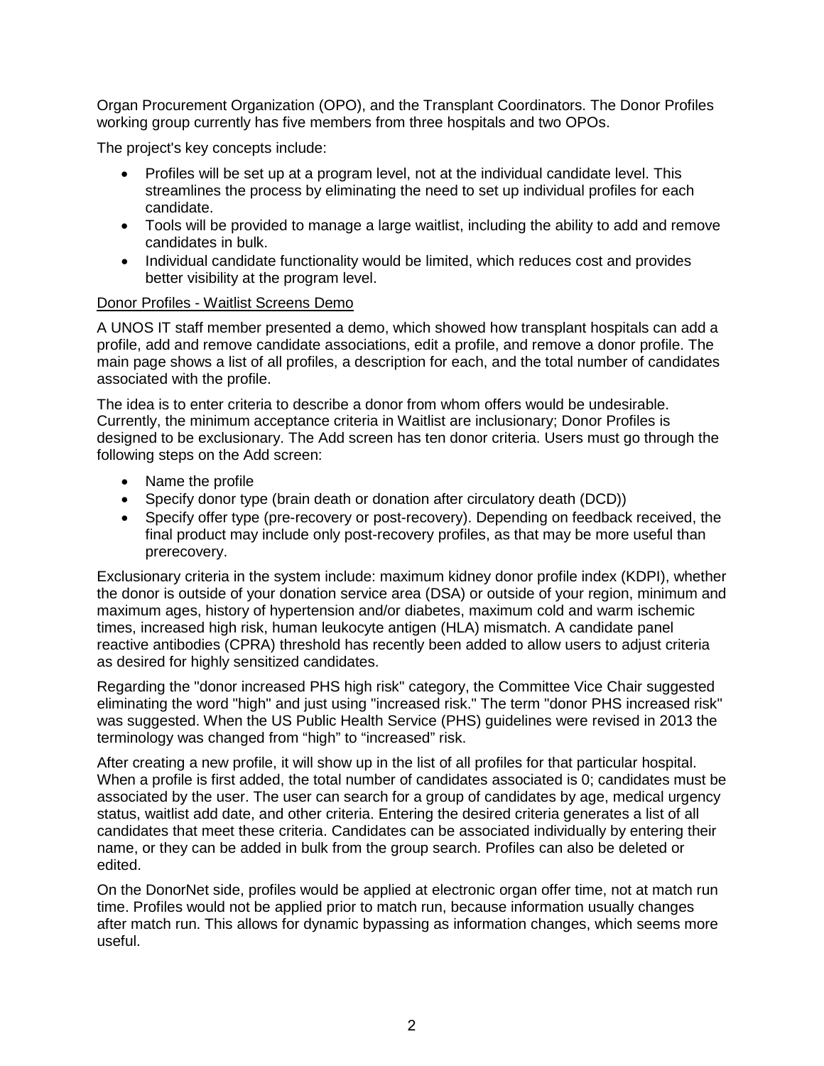Organ Procurement Organization (OPO), and the Transplant Coordinators. The Donor Profiles working group currently has five members from three hospitals and two OPOs.

The project's key concepts include:

- Profiles will be set up at a program level, not at the individual candidate level. This streamlines the process by eliminating the need to set up individual profiles for each candidate.
- Tools will be provided to manage a large waitlist, including the ability to add and remove candidates in bulk.
- Individual candidate functionality would be limited, which reduces cost and provides better visibility at the program level.

<u>Donor Profiles - Waitlist Screens Demo</u>

A UNOS IT staff member presented a demo, which showed how transplant hospitals can add a profile, add and remove candidate associations, edit a profile, and remove a donor profile. The main page shows a list of all profiles, a description for each, and the total number of candidates associated with the profile.

The idea is to enter criteria to describe a donor from whom offers would be undesirable. Currently, the minimum acceptance criteria in Waitlist are inclusionary; Donor Profiles is designed to be exclusionary. The Add screen has ten donor criteria. Users must go through the following steps on the Add screen:

- Name the profile
- Specify donor type (brain death or donation after circulatory death (DCD))
- Specify offer type (pre-recovery or post-recovery). Depending on feedback received, the final product may include only post-recovery profiles, as that may be more useful than prerecovery.

Exclusionary criteria in the system include: maximum kidney donor profile index (KDPI), whether the donor is outside of your donation service area (DSA) or outside of your region, minimum and maximum ages, history of hypertension and/or diabetes, maximum cold and warm ischemic times, increased high risk, human leukocyte antigen (HLA) mismatch. A candidate panel reactive antibodies (CPRA) threshold has recently been added to allow users to adjust criteria as desired for highly sensitized candidates.

Regarding the "donor increased PHS high risk" category, the Committee Vice Chair suggested eliminating the word "high" and just using "increased risk." The term "donor PHS increased risk" was suggested. When the US Public Health Service (PHS) guidelines were revised in 2013 the terminology was changed from "high" to "increased" risk.

After creating a new profile, it will show up in the list of all profiles for that particular hospital. When a profile is first added, the total number of candidates associated is 0; candidates must be associated by the user. The user can search for a group of candidates by age, medical urgency status, waitlist add date, and other criteria. Entering the desired criteria generates a list of all candidates that meet these criteria. Candidates can be associated individually by entering their name, or they can be added in bulk from the group search. Profiles can also be deleted or edited.

On the DonorNet side, profiles would be applied at electronic organ offer time, not at match run time. Profiles would not be applied prior to match run, because information usually changes after match run. This allows for dynamic bypassing as information changes, which seems more useful.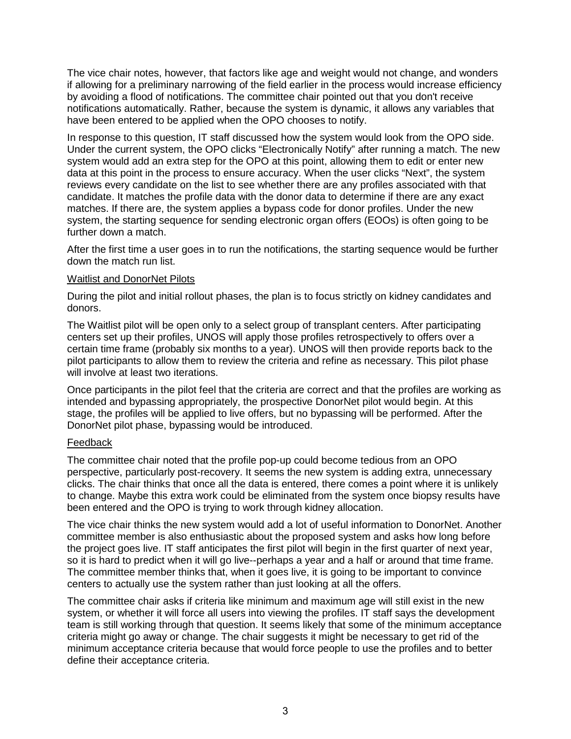The vice chair notes, however, that factors like age and weight would not change, and wonders if allowing for a preliminary narrowing of the field earlier in the process would increase efficiency by avoiding a flood of notifications. The committee chair pointed out that you don't receive notifications automatically. Rather, because the system is dynamic, it allows any variables that have been entered to be applied when the OPO chooses to notify.

In response to this question, IT staff discussed how the system would look from the OPO side. Under the current system, the OPO clicks "Electronically Notify" after running a match. The new system would add an extra step for the OPO at this point, allowing them to edit or enter new data at this point in the process to ensure accuracy. When the user clicks "Next", the system reviews every candidate on the list to see whether there are any profiles associated with that candidate. It matches the profile data with the donor data to determine if there are any exact matches. If there are, the system applies a bypass code for donor profiles. Under the new system, the starting sequence for sending electronic organ offers (EOOs) is often going to be further down a match.

After the first time a user goes in to run the notifications, the starting sequence would be further down the match run list.

<u>Waitlist and DonorNet Pilots</u>

During the pilot and initial rollout phases, the plan is to focus strictly on kidney candidates and donors.

The Waitlist pilot will be open only to a select group of transplant centers. After participating centers set up their profiles, UNOS will apply those profiles retrospectively to offers over a certain time frame (probably six months to a year). UNOS will then provide reports back to the pilot participants to allow them to review the criteria and refine as necessary. This pilot phase will involve at least two iterations.

Once participants in the pilot feel that the criteria are correct and that the profiles are working as intended and bypassing appropriately, the prospective DonorNet pilot would begin. At this stage, the profiles will be applied to live offers, but no bypassing will be performed. After the DonorNet pilot phase, bypassing would be introduced.

<u>Feedback</u>

The committee chair noted that the profile pop-up could become tedious from an OPO perspective, particularly post-recovery. It seems the new system is adding extra, unnecessary clicks. The chair thinks that once all the data is entered, there comes a point where it is unlikely to change. Maybe this extra work could be eliminated from the system once biopsy results have been entered and the OPO is trying to work through kidney allocation.

The vice chair thinks the new system would add a lot of useful information to DonorNet. Another committee member is also enthusiastic about the proposed system and asks how long before the project goes live. IT staff anticipates the first pilot will begin in the first quarter of next year, so it is hard to predict when it will go live--perhaps a year and a half or around that time frame. The committee member thinks that, when it goes live, it is going to be important to convince centers to actually use the system rather than just looking at all the offers.

The committee chair asks if criteria like minimum and maximum age will still exist in the new system, or whether it will force all users into viewing the profiles. IT staff says the development team is still working through that question. It seems likely that some of the minimum acceptance criteria might go away or change. The chair suggests it might be necessary to get rid of the minimum acceptance criteria because that would force people to use the profiles and to better define their acceptance criteria.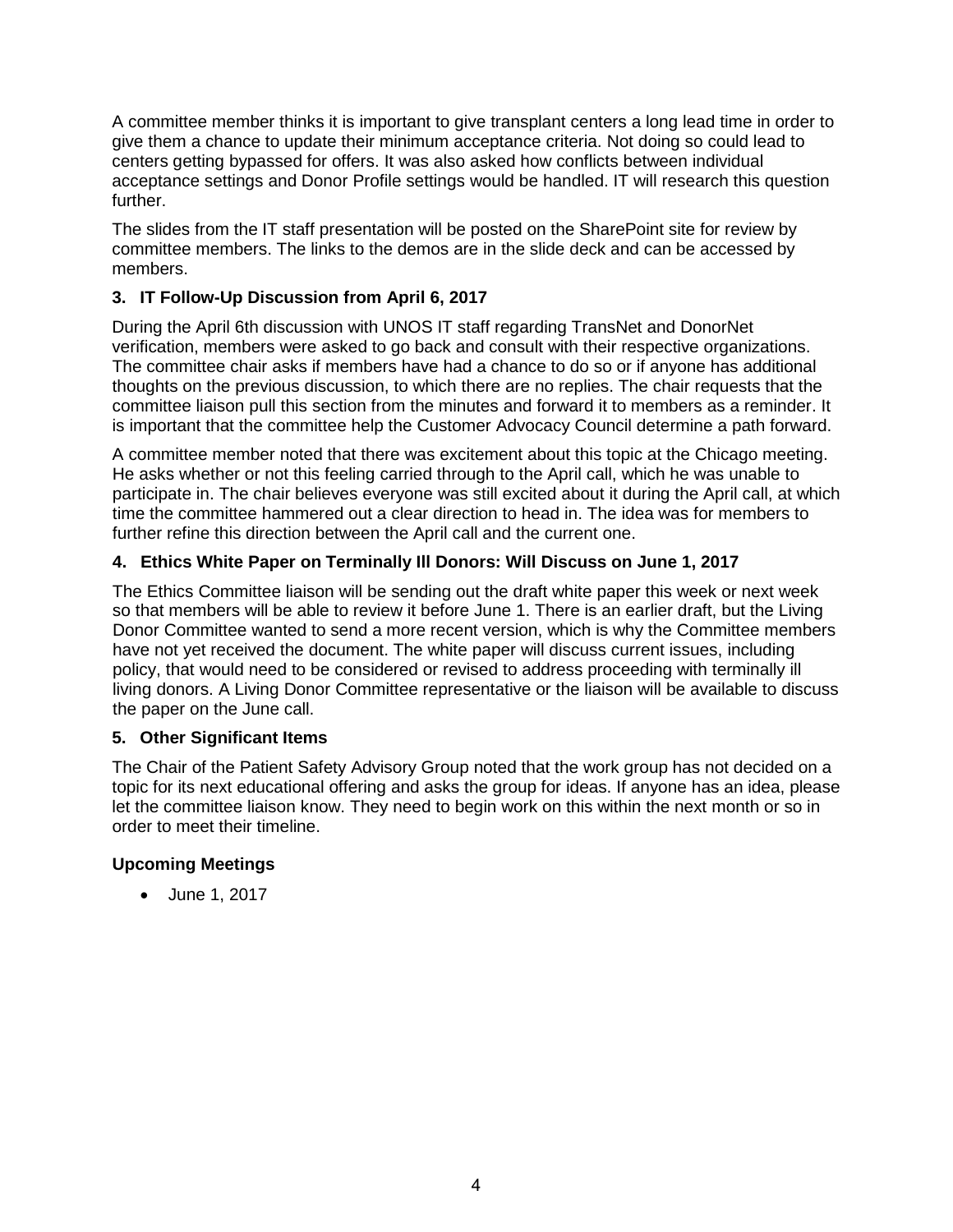A committee member thinks it is important to give transplant centers a long lead time in order to give them a chance to update their minimum acceptance criteria. Not doing so could lead to centers getting bypassed for offers. It was also asked how conflicts between individual acceptance settings and Donor Profile settings would be handled. IT will research this question further.

The slides from the IT staff presentation will be posted on the SharePoint site for review by committee members. The links to the demos are in the slide deck and can be accessed by members.

### 3. IT Follow-Up Discussion from April 6, 2017

During the April 6th discussion with UNOS IT staff regarding TransNet and DonorNet verification, members were asked to go back and consult with their respective organizations. The committee chair asks if members have had a chance to do so or if anyone has additional thoughts on the previous discussion, to which there are no replies. The chair requests that the committee liaison pull this section from the minutes and forward it to members as a reminder. It is important that the committee help the Customer Advocacy Council determine a path forward.

A committee member noted that there was excitement about this topic at the Chicago meeting. He asks whether or not this feeling carried through to the April call, which he was unable to participate in. The chair believes everyone was still excited about it during the April call, at which time the committee hammered out a clear direction to head in. The idea was for members to further refine this direction between the April call and the current one.

### 4. Ethics White Paper on Terminally Ill Donors: Will Discuss on June 1, 2017

The Ethics Committee liaison will be sending out the draft white paper this week or next week so that members will be able to review it before June 1. There is an earlier draft, but the Living Donor Committee wanted to send a more recent version, which is why the Committee members have not yet received the document. The white paper will discuss current issues, including policy, that would need to be considered or revised to address proceeding with terminally ill living donors. A Living Donor Committee representative or the liaison will be available to discuss the paper on the June call.

### 5. Other Significant Items

The Chair of the Patient Safety Advisory Group noted that the work group has not decided on a topic for its next educational offering and asks the group for ideas. If anyone has an idea, please let the committee liaison know. They need to begin work on this within the next month or so in order to meet their timeline.

### Upcoming Meetings

- June 1, 2017